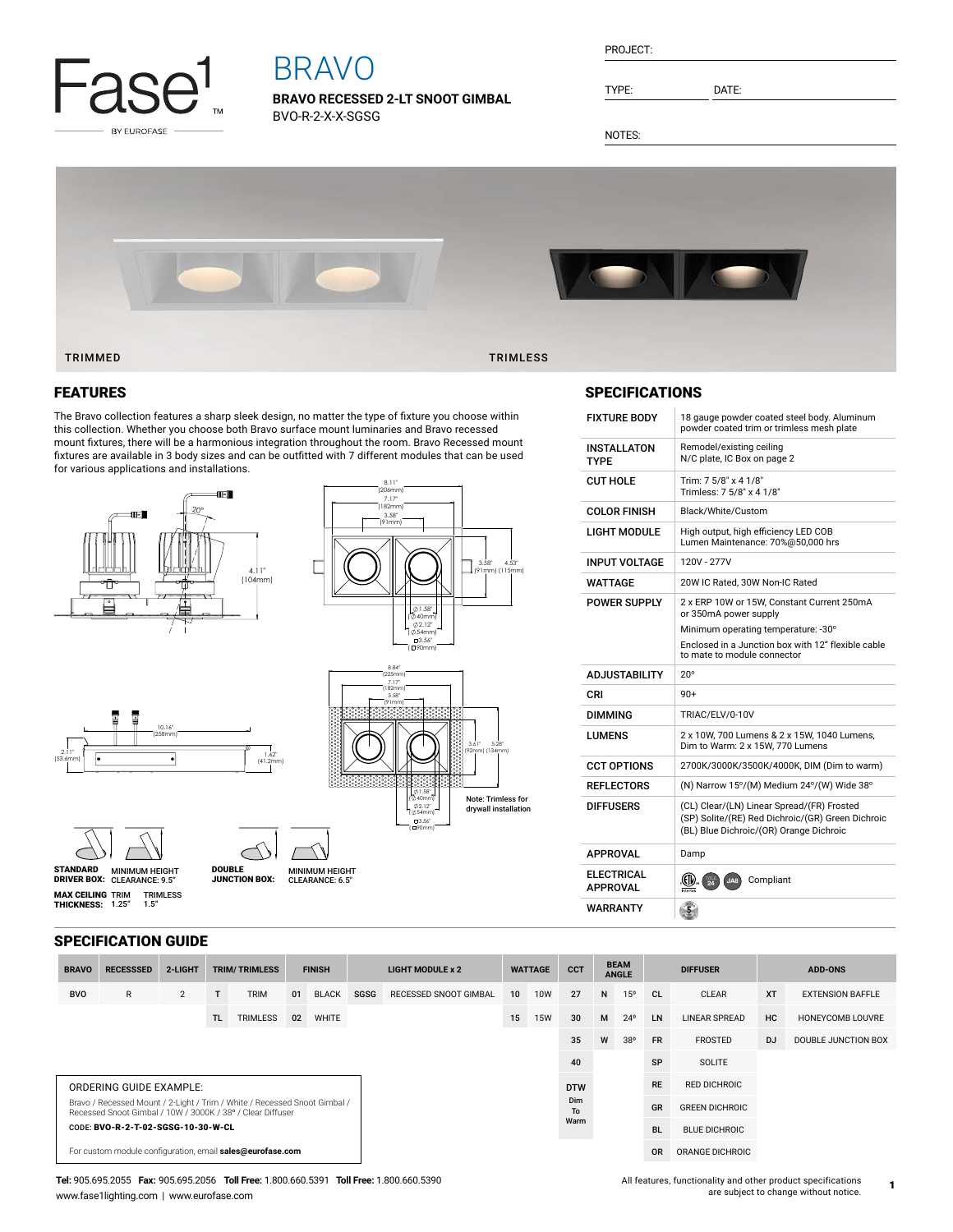# BRAVO

**BRAVO RECESSED 2-LT SNOOT GIMBAL**

BVO-R-2-X-X-SGSG

PROJECT:

TYPE: DATE:

NOTES:

TRIMMED TRIMLESS

## FEATURES

The Bravo collection features a sharp sleek design, no matter the type of fixture you choose within this collection. Whether you choose both Bravo surface mount luminaries and Bravo recessed mount fixtures, there will be a harmonious integration throughout the room. Bravo Recessed mount fixtures are available in 3 body sizes and can be outfitted with 7 different modules that can be used for various applications and installations.

Note: Trimless for drywall installation

**STANDARD DRIVER BOX:** MINIMUM HEIGHT CLEARANCE: 9.5"

**DOUBLE JUNCTION BOX:** MINIMUM HEIGHT CLEARANCE: 6.5"

**MAX CEILING THICKNESS:** TRIM 1.25" TRIMLESS 1.5"

## SPECIFICATIONS

| | |
|---|---|
| FIXTURE BODY | 18 gauge powder coated steel body. Aluminum powder coated trim or trimless mesh plate |
| INSTALLATON TYPE | Remodel/existing ceiling N/C plate, IC Box on page 2 |
| CUT HOLE | Trim: 7 5/8" x 4 1/8" Trimless: 7 5/8" x 4 1/8" |
| COLOR FINISH | Black/White/Custom |
| LIGHT MODULE | High output, high efficiency LED COB Lumen Maintenance: 70%@50,000 hrs |
| INPUT VOLTAGE | 120V - 277V |
| WATTAGE | 20W IC Rated, 30W Non-IC Rated |
| POWER SUPPLY | 2 x ERP 10W or 15W, Constant Current 250mA or 350mA power supply<br>Minimum operating temperature: -30°<br>Enclosed in a Junction box with 12" flexible cable to mate to module connector |
| ADJUSTABILITY | 20° |
| CRI | 90+ |
| DIMMING | TRIAC/ELV/0-10V |
| LUMENS | 2 x 10W, 700 Lumens & 2 x 15W, 1040 Lumens, Dim to Warm: 2 x 15W, 770 Lumens |
| CCT OPTIONS | 2700K/3000K/3500K/4000K, DIM (Dim to warm) |
| REFLECTORS | (N) Narrow 15°/(M) Medium 24°/(W) Wide 38° |
| DIFFUSERS | (CL) Clear/(LN) Linear Spread/(FR) Frosted (SP) Solite/(RE) Red Dichroic/(GR) Green Dichroic (BL) Blue Dichroic/(OR) Orange Dichroic |
| APPROVAL | Damp |
| ELECTRICAL APPROVAL | Compliant |
| WARRANTY | |

## SPECIFICATION GUIDE

| BRAVO | RECESSSED | 2-LIGHT | TRIM/ TRIMLESS | | FINISH | | LIGHT MODULE x 2 | | WATTAGE | | CCT | BEAM ANGLE | | DIFFUSER | | ADD-ONS | |
|---|---|---|---|---|---|---|---|---|---|---|---|---|---|---|---|---|---|
| BVO | R | 2 | T | TRIM | 01 | BLACK | SGSG | RECESSED SNOOT GIMBAL | 10 | 10W | 27 | N | 15° | CL | CLEAR | XT | EXTENSION BAFFLE |
| | | | TL | TRIMLESS | 02 | WHITE | | | 15 | 15W | 30 | M | 24° | LN | LINEAR SPREAD | HC | HONEYCOMB LOUVRE |
| | | | | | | | | | | | 35 | W | 38° | FR | FROSTED | DJ | DOUBLE JUNCTION BOX |
| | | | | | | | | | | | 40 | | | SP | SOLITE | | |
| | | | | | | | | | | | DTW Dim To Warm | | | RE | RED DICHROIC | | |
| | | | | | | | | | | | | | | GR | GREEN DICHROIC | | |
| | | | | | | | | | | | | | | BL | BLUE DICHROIC | | |
| | | | | | | | | | | | | | | OR | ORANGE DICHROIC | | |

ORDERING GUIDE EXAMPLE:

Bravo / Recessed Mount / 2-Light / Trim / White / Recessed Snoot Gimbal / Recessed Snoot Gimbal / 10W / 3000K / 38° / Clear Diffuser

CODE: **BVO-R-2-T-02-SGSG-10-30-W-CL**

For custom module configuration, email **sales@eurofase.com**

**Tel:** 905.695.2055 **Fax:** 905.695.2056 **Toll Free:** 1.800.660.5391 **Toll Free:** 1.800.660.5390
www.fase1lighting.com | www.eurofase.com

All features, functionality and other product specifications are subject to change without notice.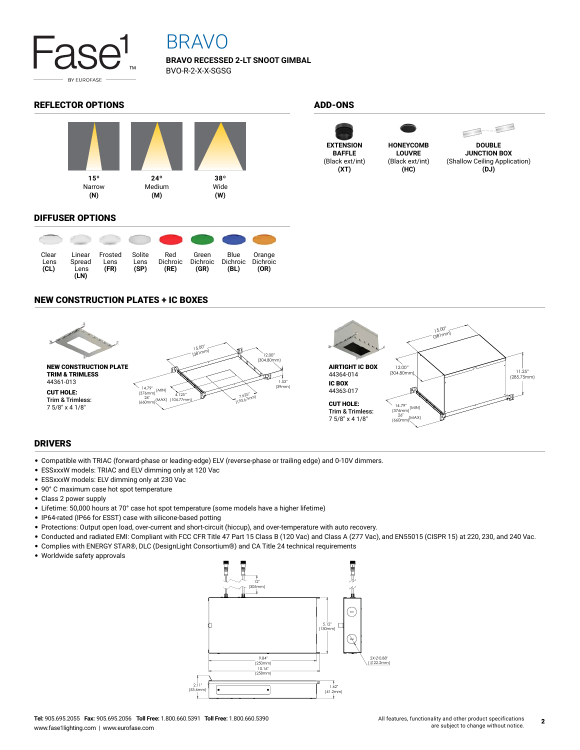# BRAVO

**BRAVO RECESSED 2-LT SNOOT GIMBAL**

BVO-R-2-X-X-SGSG

## REFLECTOR OPTIONS

| 15º Narrow **(N)** | 24º Medium **(M)** | 38º Wide **(W)** |
|---|---|---|

## ADD-ONS

- **EXTENSION BAFFLE** (Black ext/int) **(XT)**
- **HONEYCOMB LOUVRE** (Black ext/int) **(HC)**
- **DOUBLE JUNCTION BOX** (Shallow Ceiling Application) **(DJ)**

## DIFFUSER OPTIONS

| Clear Lens **(CL)** | Linear Spread Lens **(LN)** | Frosted Lens **(FR)** | Solite Lens **(SP)** | Red Dichroic **(RE)** | Green Dichroic **(GR)** | Blue Dichroic **(BL)** | Orange Dichroic **(OR)** |
|---|---|---|---|---|---|---|---|

## NEW CONSTRUCTION PLATES + IC BOXES

**NEW CONSTRUCTION PLATE TRIM & TRIMLESS**
44361-013

**CUT HOLE:**
Trim & Trimless:
7 5/8" x 4 1/8"

15.00" (381mm), 12.00" (304.80mm), 1.53" (39mm), 14.79" (376mm) (MIN), 26" (660mm) (MAX), 4.125" (104.77mm), 7.625" (193.67mm)

**AIRTIGHT IC BOX**
44364-014

**IC BOX**
44363-017

**CUT HOLE:**
Trim & Trimless:
7 5/8" x 4 1/8"

15.00" (381mm), 12.00" (304.80mm), 11.25" (285.75mm), 14.79" (376mm) (MIN), 26" (660mm) (MAX)

## DRIVERS

- Compatible with TRIAC (forward-phase or leading-edge) ELV (reverse-phase or trailing edge) and 0-10V dimmers.
- ESSxxxW models: TRIAC and ELV dimming only at 120 Vac
- ESSxxxW models: ELV dimming only at 230 Vac
- 90° C maximum case hot spot temperature
- Class 2 power supply
- Lifetime: 50,000 hours at 70° case hot spot temperature (some models have a higher lifetime)
- IP64-rated (IP66 for ESST) case with silicone-based potting
- Protections: Output open load, over-current and short-circuit (hiccup), and over-temperature with auto recovery.
- Conducted and radiated EMI: Compliant with FCC CFR Title 47 Part 15 Class B (120 Vac) and Class A (277 Vac), and EN55015 (CISPR 15) at 220, 230, and 240 Vac.
- Complies with ENERGY STAR®, DLC (DesignLight Consortium®) and CA Title 24 technical requirements
- Worldwide safety approvals

12" (305mm), 5.12" (130mm), 9.84" (250mm), 10.16" (258mm), 2X Ø0.88" (Ø22.2mm), 2.11" (53.6mm), 1.62" (41.2mm)

**Tel:** 905.695.2055 **Fax:** 905.695.2056 **Toll Free:** 1.800.660.5391 **Toll Free:** 1.800.660.5390
www.fase1lighting.com | www.eurofase.com

All features, functionality and other product specifications are subject to change without notice.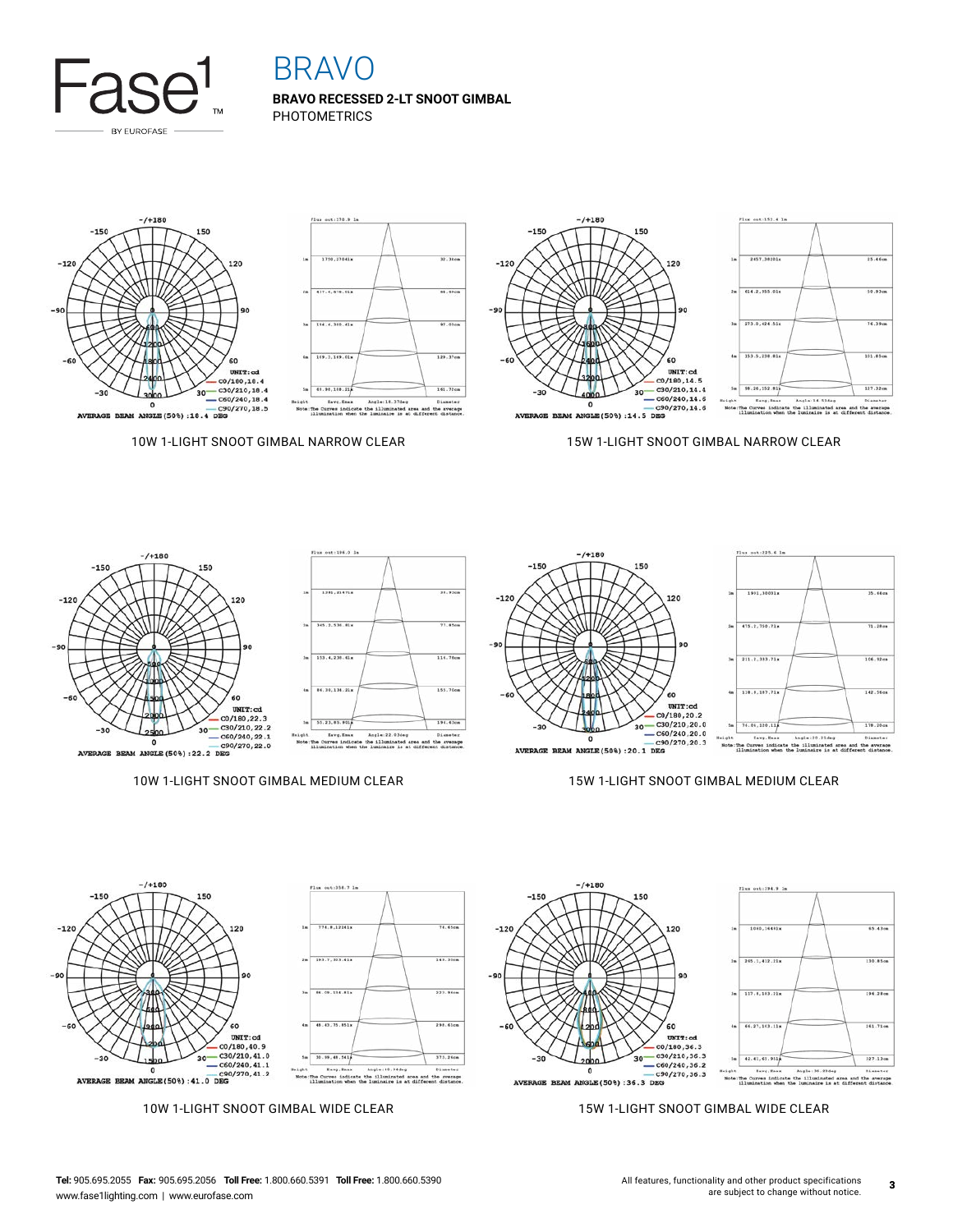# BRAVO

**BRAVO RECESSED 2-LT SNOOT GIMBAL**

PHOTOMETRICS

-/+180
150
-150
120
-120
90
-90
60
-60
30
-30
0
UNIT:cd
C0/180,18.4
C30/210,18.4
C60/240,18.4
C90/270,18.5
AVERAGE BEAM ANGLE(50%):18.4 DEG

Flux out:170.9 lm
Height
Eavg,Emax
Angle:18.37deg
Diameter
Note:The Curves indicate the illuminated area and the average illumination when the luminaire is at different distance.

10W 1-LIGHT SNOOT GIMBAL NARROW CLEAR

-/+180
150
-150
120
-120
90
-90
60
-60
30
-30
0
UNIT:cd
C0/180,14.5
C30/210,14.4
C60/240,14.6
C90/270,14.6
AVERAGE BEAM ANGLE(50%):14.5 DEG

Flux out:153.4 lm
1m 2457,3820lx 25.46cm
2m 614.2,955.0lx 50.93cm
3m 273.0,424.5lx 76.39cm
4m 153.5,238.8lx 101.85cm
5m 98.26,152.8lx 127.32cm
Height
Eavg,Emax
Angle:14.53deg
Diameter
Note:The Curves indicate the illuminated area and the average illumination when the luminaire is at different distance.

15W 1-LIGHT SNOOT GIMBAL NARROW CLEAR

-/+180
150
-150
120
-120
90
-90
60
-60
30
-30
0
UNIT:cd
C0/180,22.3
C30/210,22.2
C60/240,22.1
C90/270,22.0
AVERAGE BEAM ANGLE(50%):22.2 DEG

Flux out:196.0 lm
Height
Eavg,Emax
Angle:22.03deg
Diameter
Note:The Curves indicate the illuminated area and the average illumination when the luminaire is at different distance.

10W 1-LIGHT SNOOT GIMBAL MEDIUM CLEAR

-/+180
150
-150
120
-120
90
-90
60
-60
30
-30
0
UNIT:cd
C0/180,20.2
C30/210,20.0
C60/240,20.0
C90/270,20.3
AVERAGE BEAM ANGLE(50%):20.1 DEG

Flux out:225.6 lm
Height
Eavg,Emax
Angle:20.22deg
Diameter
Note:The Curves indicate the illuminated area and the average illumination when the luminaire is at different distance.

15W 1-LIGHT SNOOT GIMBAL MEDIUM CLEAR

-/+180
150
-150
120
-120
90
-90
60
-60
30
-30
0
UNIT:cd
C0/180,40.9
C30/210,41.0
C60/240,41.1
C90/270,41.2
AVERAGE BEAM ANGLE(50%):41.0 DEG

Flux out:350.7 lm
Height
Eavg,Emax
Diameter
Note:The Curves indicate the illuminated area and the average illumination when the luminaire is at different distance.

10W 1-LIGHT SNOOT GIMBAL WIDE CLEAR

-/+180
150
-150
120
-120
90
-90
60
-60
30
-30
0
UNIT:cd
C0/180,36.3
C30/210,36.3
C60/240,36.2
C90/270,36.3
AVERAGE BEAM ANGLE(50%):36.3 DEG

Flux out:394.9 lm
Height
Eavg,Emax
Diameter
Note:The Curves indicate the illuminated area and the average illumination when the luminaire is at different distance.

15W 1-LIGHT SNOOT GIMBAL WIDE CLEAR

**Tel:** 905.695.2055 **Fax:** 905.695.2056 **Toll Free:** 1.800.660.5391 **Toll Free:** 1.800.660.5390
www.fase1lighting.com | www.eurofase.com

All features, functionality and other product specifications are subject to change without notice.